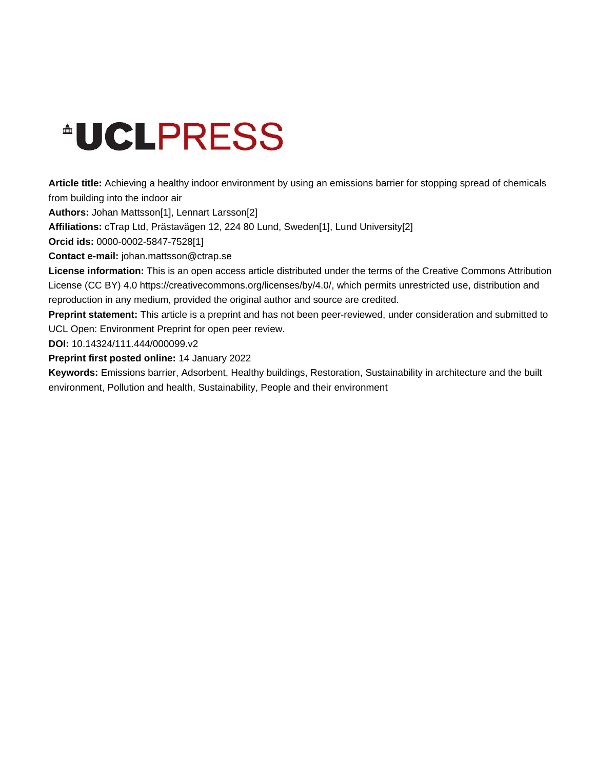UCLPRESS

**Article title:** Achieving a healthy indoor environment by using an emissions barrier for stopping spread of chemicals from building into the indoor air

**Authors:** Johan Mattsson[1], Lennart Larsson[2]

**Affiliations:** cTrap Ltd, Prästavägen 12, 224 80 Lund, Sweden[1], Lund University[2]

**Orcid ids:** 0000-0002-5847-7528[1]

**Contact e-mail:** johan.mattsson@ctrap.se

**License information:** This is an open access article distributed under the terms of the Creative Commons Attribution License (CC BY) 4.0 https://creativecommons.org/licenses/by/4.0/, which permits unrestricted use, distribution and reproduction in any medium, provided the original author and source are credited.

**Preprint statement:** This article is a preprint and has not been peer-reviewed, under consideration and submitted to UCL Open: Environment Preprint for open peer review.

**DOI:** 10.14324/111.444/000099.v2

**Preprint first posted online:** 14 January 2022

**Keywords:** Emissions barrier, Adsorbent, Healthy buildings, Restoration, Sustainability in architecture and the built environment, Pollution and health, Sustainability, People and their environment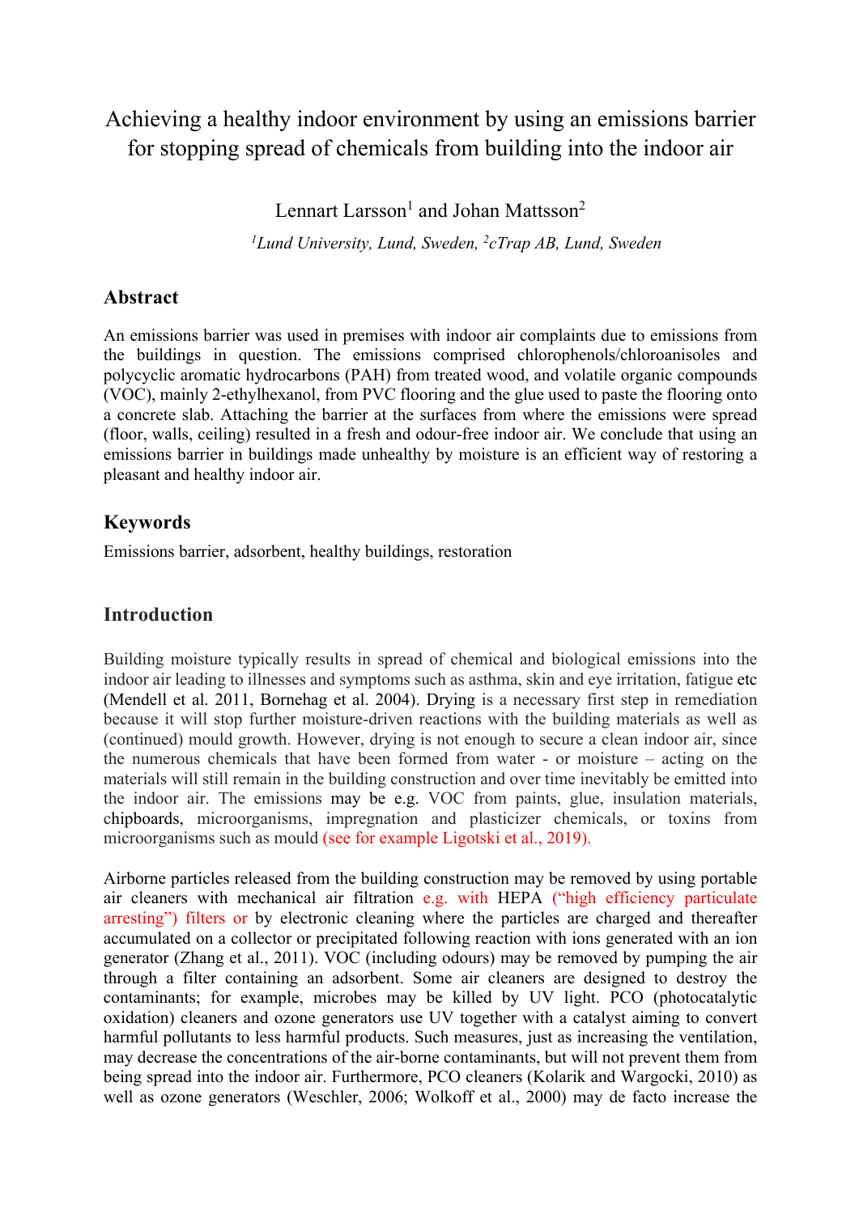# Achieving a healthy indoor environment by using an emissions barrier for stopping spread of chemicals from building into the indoor air

Lennart Larsson[1] and Johan Mattsson[2]

*[1]Lund University, Lund, Sweden, [2]cTrap AB, Lund, Sweden*

## Abstract

An emissions barrier was used in premises with indoor air complaints due to emissions from the buildings in question. The emissions comprised chlorophenols/chloroanisoles and polycyclic aromatic hydrocarbons (PAH) from treated wood, and volatile organic compounds (VOC), mainly 2-ethylhexanol, from PVC flooring and the glue used to paste the flooring onto a concrete slab. Attaching the barrier at the surfaces from where the emissions were spread (floor, walls, ceiling) resulted in a fresh and odour-free indoor air. We conclude that using an emissions barrier in buildings made unhealthy by moisture is an efficient way of restoring a pleasant and healthy indoor air.

## Keywords

Emissions barrier, adsorbent, healthy buildings, restoration

## Introduction

Building moisture typically results in spread of chemical and biological emissions into the indoor air leading to illnesses and symptoms such as asthma, skin and eye irritation, fatigue etc (Mendell et al. 2011, Bornehag et al. 2004). Drying is a necessary first step in remediation because it will stop further moisture-driven reactions with the building materials as well as (continued) mould growth. However, drying is not enough to secure a clean indoor air, since the numerous chemicals that have been formed from water - or moisture – acting on the materials will still remain in the building construction and over time inevitably be emitted into the indoor air. The emissions may be e.g. VOC from paints, glue, insulation materials, chipboards, microorganisms, impregnation and plasticizer chemicals, or toxins from microorganisms such as mould (see for example Ligotski et al., 2019).

Airborne particles released from the building construction may be removed by using portable air cleaners with mechanical air filtration e.g. with HEPA ("high efficiency particulate arresting") filters or by electronic cleaning where the particles are charged and thereafter accumulated on a collector or precipitated following reaction with ions generated with an ion generator (Zhang et al., 2011). VOC (including odours) may be removed by pumping the air through a filter containing an adsorbent. Some air cleaners are designed to destroy the contaminants; for example, microbes may be killed by UV light. PCO (photocatalytic oxidation) cleaners and ozone generators use UV together with a catalyst aiming to convert harmful pollutants to less harmful products. Such measures, just as increasing the ventilation, may decrease the concentrations of the air-borne contaminants, but will not prevent them from being spread into the indoor air. Furthermore, PCO cleaners (Kolarik and Wargocki, 2010) as well as ozone generators (Weschler, 2006; Wolkoff et al., 2000) may de facto increase the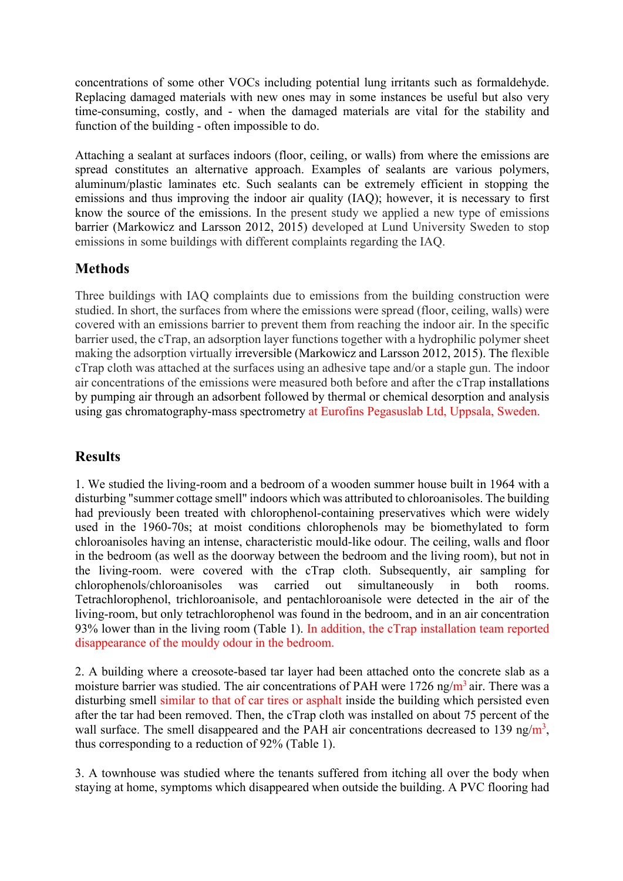concentrations of some other VOCs including potential lung irritants such as formaldehyde. Replacing damaged materials with new ones may in some instances be useful but also very time-consuming, costly, and - when the damaged materials are vital for the stability and function of the building - often impossible to do.

Attaching a sealant at surfaces indoors (floor, ceiling, or walls) from where the emissions are spread constitutes an alternative approach. Examples of sealants are various polymers, aluminum/plastic laminates etc. Such sealants can be extremely efficient in stopping the emissions and thus improving the indoor air quality (IAQ); however, it is necessary to first know the source of the emissions. In the present study we applied a new type of emissions barrier (Markowicz and Larsson 2012, 2015) developed at Lund University Sweden to stop emissions in some buildings with different complaints regarding the IAQ.

## Methods

Three buildings with IAQ complaints due to emissions from the building construction were studied. In short, the surfaces from where the emissions were spread (floor, ceiling, walls) were covered with an emissions barrier to prevent them from reaching the indoor air. In the specific barrier used, the cTrap, an adsorption layer functions together with a hydrophilic polymer sheet making the adsorption virtually irreversible (Markowicz and Larsson 2012, 2015). The flexible cTrap cloth was attached at the surfaces using an adhesive tape and/or a staple gun. The indoor air concentrations of the emissions were measured both before and after the cTrap installations by pumping air through an adsorbent followed by thermal or chemical desorption and analysis using gas chromatography-mass spectrometry at Eurofins Pegasuslab Ltd, Uppsala, Sweden.

## Results

1. We studied the living-room and a bedroom of a wooden summer house built in 1964 with a disturbing "summer cottage smell" indoors which was attributed to chloroanisoles. The building had previously been treated with chlorophenol-containing preservatives which were widely used in the 1960-70s; at moist conditions chlorophenols may be biomethylated to form chloroanisoles having an intense, characteristic mould-like odour. The ceiling, walls and floor in the bedroom (as well as the doorway between the bedroom and the living room), but not in the living-room. were covered with the cTrap cloth. Subsequently, air sampling for chlorophenols/chloroanisoles was carried out simultaneously in both rooms. Tetrachlorophenol, trichloroanisole, and pentachloroanisole were detected in the air of the living-room, but only tetrachlorophenol was found in the bedroom, and in an air concentration 93% lower than in the living room (Table 1). In addition, the cTrap installation team reported disappearance of the mouldy odour in the bedroom.

2. A building where a creosote-based tar layer had been attached onto the concrete slab as a moisture barrier was studied. The air concentrations of PAH were 1726 ng/$m^3$ air. There was a disturbing smell similar to that of car tires or asphalt inside the building which persisted even after the tar had been removed. Then, the cTrap cloth was installed on about 75 percent of the wall surface. The smell disappeared and the PAH air concentrations decreased to 139 ng/$m^3$, thus corresponding to a reduction of 92% (Table 1).

3. A townhouse was studied where the tenants suffered from itching all over the body when staying at home, symptoms which disappeared when outside the building. A PVC flooring had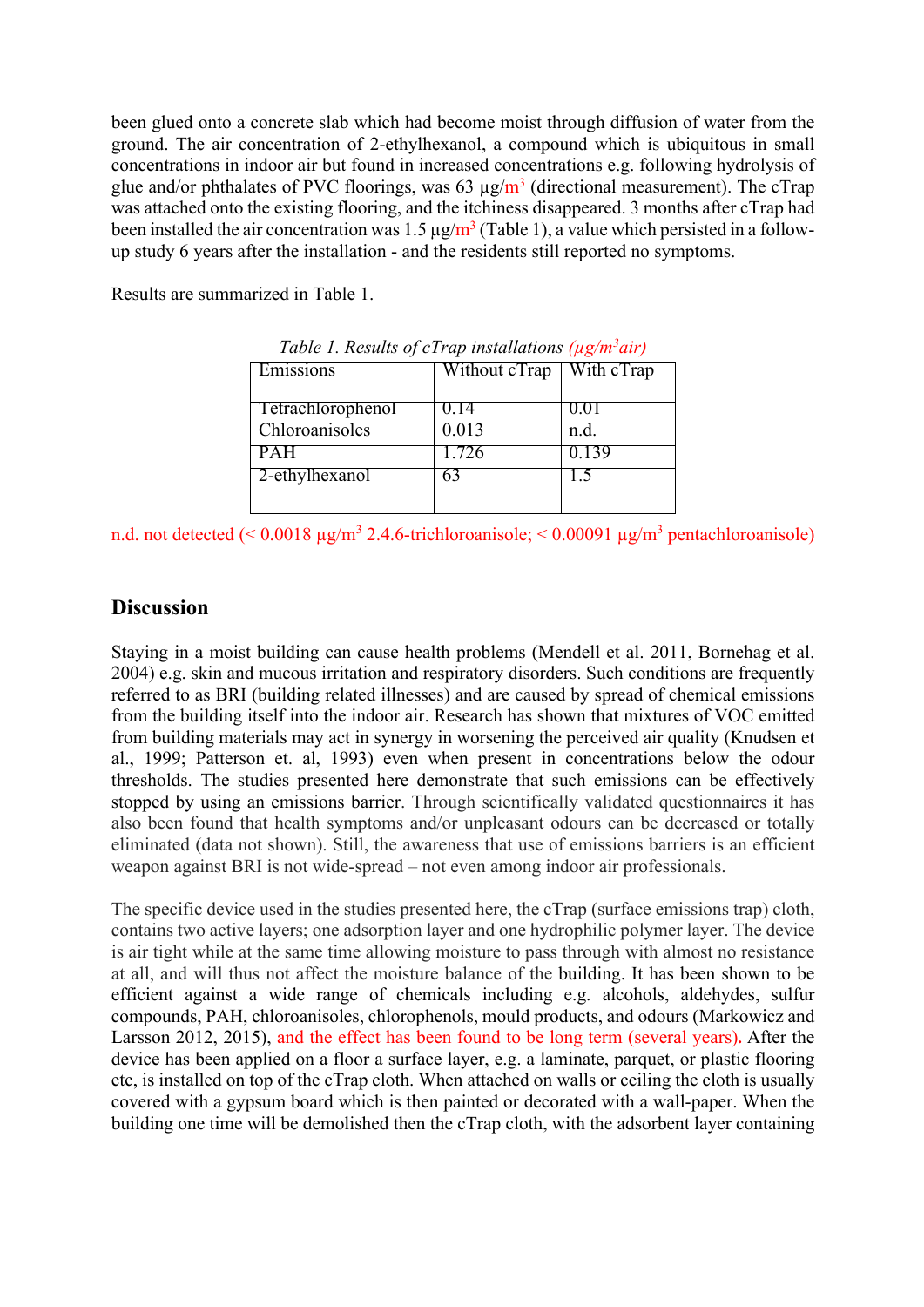been glued onto a concrete slab which had become moist through diffusion of water from the ground. The air concentration of 2-ethylhexanol, a compound which is ubiquitous in small concentrations in indoor air but found in increased concentrations e.g. following hydrolysis of glue and/or phthalates of PVC floorings, was 63 µg/m$^3$ (directional measurement). The cTrap was attached onto the existing flooring, and the itchiness disappeared. 3 months after cTrap had been installed the air concentration was 1.5 µg/m$^3$ (Table 1), a value which persisted in a follow-up study 6 years after the installation - and the residents still reported no symptoms.

Results are summarized in Table 1.

*Table 1. Results of cTrap installations (µg/m$^3$air)*

| Emissions | Without cTrap | With cTrap |
|---|---|---|
| Tetrachlorophenol<br>Chloroanisoles | 0.14<br>0.013 | 0.01<br>n.d. |
| PAH | 1.726 | 0.139 |
| 2-ethylhexanol | 63 | 1.5 |
| | | |

n.d. not detected (< 0.0018 µg/m$^3$ 2.4.6-trichloroanisole; < 0.00091 µg/m$^3$ pentachloroanisole)

## Discussion

Staying in a moist building can cause health problems (Mendell et al. 2011, Bornehag et al. 2004) e.g. skin and mucous irritation and respiratory disorders. Such conditions are frequently referred to as BRI (building related illnesses) and are caused by spread of chemical emissions from the building itself into the indoor air. Research has shown that mixtures of VOC emitted from building materials may act in synergy in worsening the perceived air quality (Knudsen et al., 1999; Patterson et. al, 1993) even when present in concentrations below the odour thresholds. The studies presented here demonstrate that such emissions can be effectively stopped by using an emissions barrier. Through scientifically validated questionnaires it has also been found that health symptoms and/or unpleasant odours can be decreased or totally eliminated (data not shown). Still, the awareness that use of emissions barriers is an efficient weapon against BRI is not wide-spread – not even among indoor air professionals.

The specific device used in the studies presented here, the cTrap (surface emissions trap) cloth, contains two active layers; one adsorption layer and one hydrophilic polymer layer. The device is air tight while at the same time allowing moisture to pass through with almost no resistance at all, and will thus not affect the moisture balance of the building. It has been shown to be efficient against a wide range of chemicals including e.g. alcohols, aldehydes, sulfur compounds, PAH, chloroanisoles, chlorophenols, mould products, and odours (Markowicz and Larsson 2012, 2015), and the effect has been found to be long term (several years)**.** After the device has been applied on a floor a surface layer, e.g. a laminate, parquet, or plastic flooring etc, is installed on top of the cTrap cloth. When attached on walls or ceiling the cloth is usually covered with a gypsum board which is then painted or decorated with a wall-paper. When the building one time will be demolished then the cTrap cloth, with the adsorbent layer containing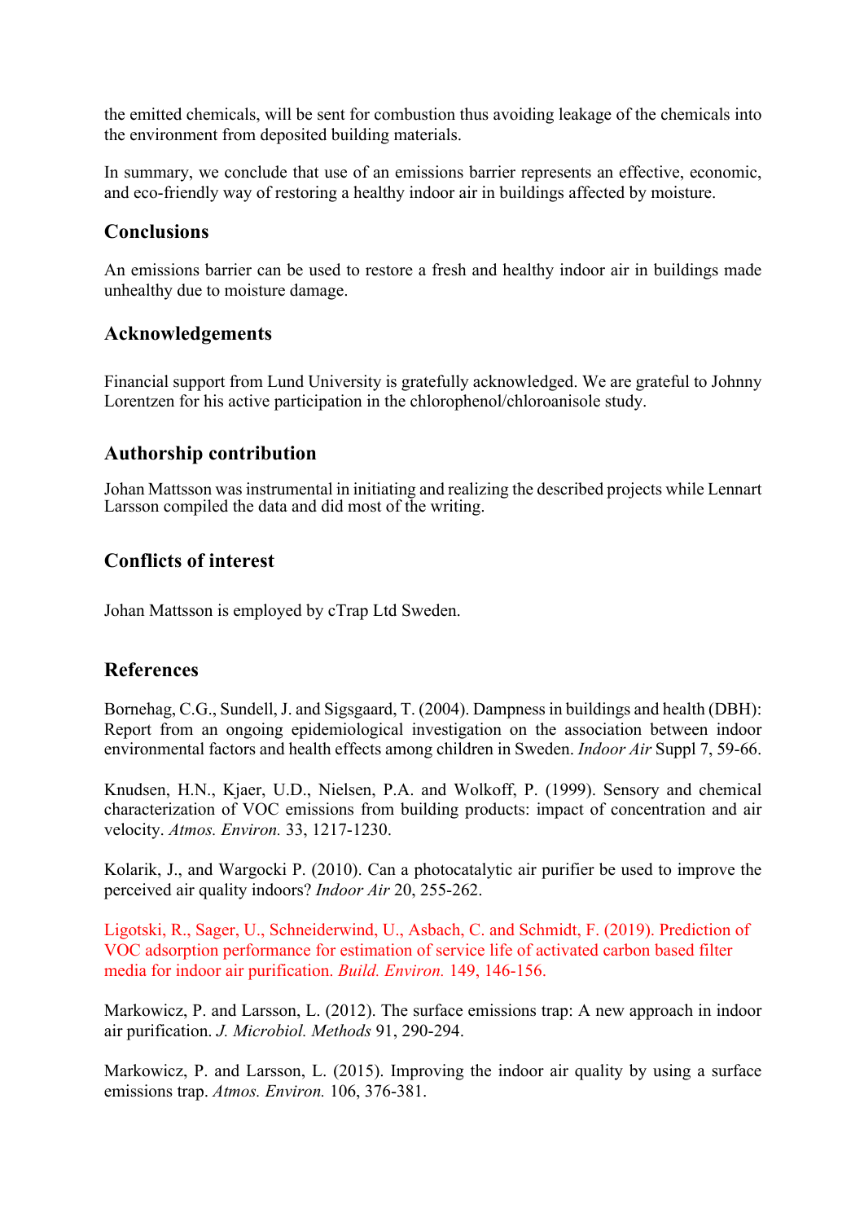the emitted chemicals, will be sent for combustion thus avoiding leakage of the chemicals into the environment from deposited building materials.

In summary, we conclude that use of an emissions barrier represents an effective, economic, and eco-friendly way of restoring a healthy indoor air in buildings affected by moisture.

## Conclusions

An emissions barrier can be used to restore a fresh and healthy indoor air in buildings made unhealthy due to moisture damage.

## Acknowledgements

Financial support from Lund University is gratefully acknowledged. We are grateful to Johnny Lorentzen for his active participation in the chlorophenol/chloroanisole study.

## Authorship contribution

Johan Mattsson was instrumental in initiating and realizing the described projects while Lennart Larsson compiled the data and did most of the writing.

## Conflicts of interest

Johan Mattsson is employed by cTrap Ltd Sweden.

## References

Bornehag, C.G., Sundell, J. and Sigsgaard, T. (2004). Dampness in buildings and health (DBH): Report from an ongoing epidemiological investigation on the association between indoor environmental factors and health effects among children in Sweden. *Indoor Air* Suppl 7, 59-66.

Knudsen, H.N., Kjaer, U.D., Nielsen, P.A. and Wolkoff, P. (1999). Sensory and chemical characterization of VOC emissions from building products: impact of concentration and air velocity. *Atmos. Environ.* 33, 1217-1230.

Kolarik, J., and Wargocki P. (2010). Can a photocatalytic air purifier be used to improve the perceived air quality indoors? *Indoor Air* 20, 255-262.

Ligotski, R., Sager, U., Schneiderwind, U., Asbach, C. and Schmidt, F. (2019). Prediction of VOC adsorption performance for estimation of service life of activated carbon based filter media for indoor air purification. *Build. Environ.* 149, 146-156.

Markowicz, P. and Larsson, L. (2012). The surface emissions trap: A new approach in indoor air purification. *J. Microbiol. Methods* 91, 290-294.

Markowicz, P. and Larsson, L. (2015). Improving the indoor air quality by using a surface emissions trap. *Atmos. Environ.* 106, 376-381.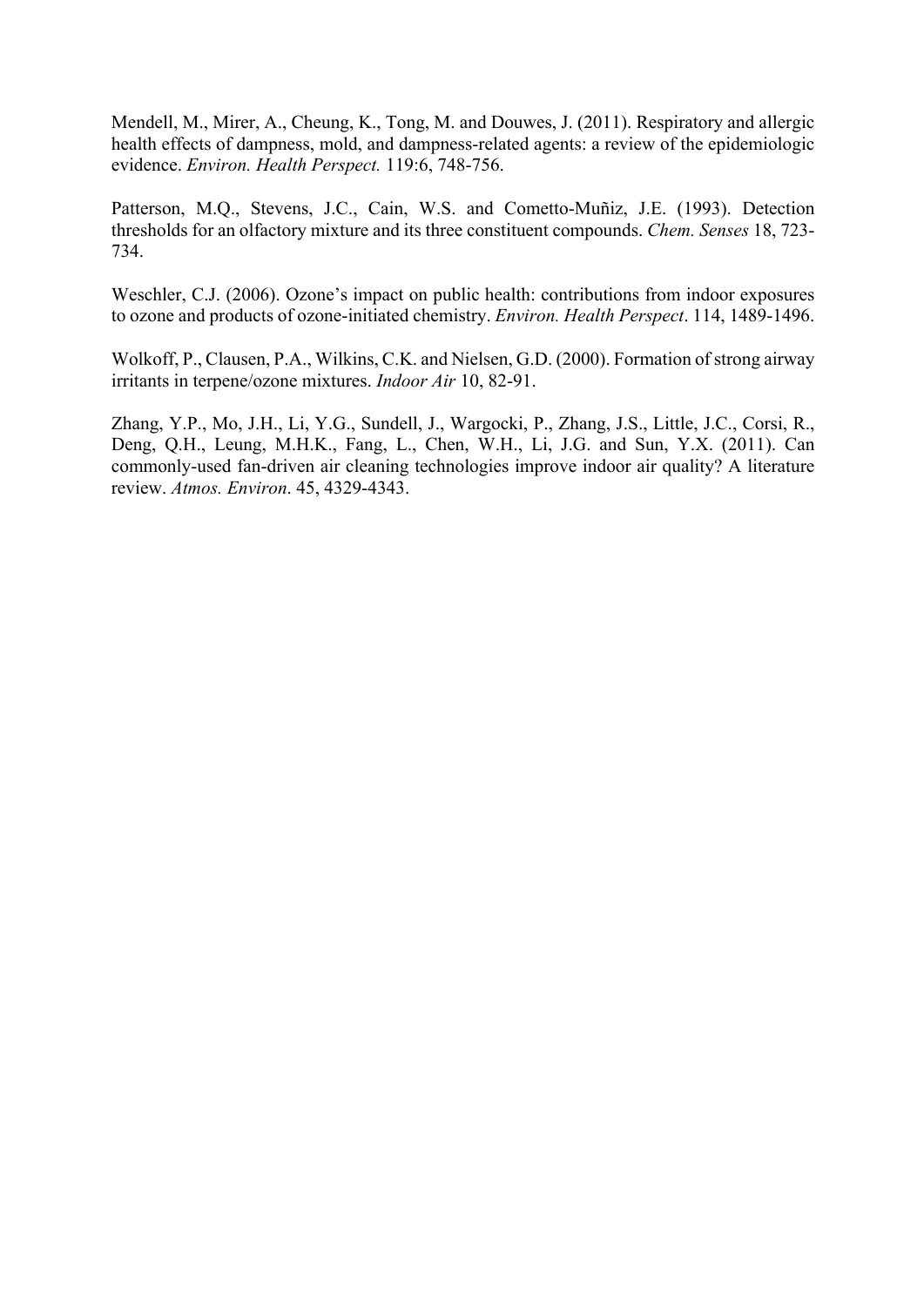Mendell, M., Mirer, A., Cheung, K., Tong, M. and Douwes, J. (2011). Respiratory and allergic health effects of dampness, mold, and dampness-related agents: a review of the epidemiologic evidence. *Environ. Health Perspect.* 119:6, 748-756.

Patterson, M.Q., Stevens, J.C., Cain, W.S. and Cometto-Muñiz, J.E. (1993). Detection thresholds for an olfactory mixture and its three constituent compounds. *Chem. Senses* 18, 723-734.

Weschler, C.J. (2006). Ozone's impact on public health: contributions from indoor exposures to ozone and products of ozone-initiated chemistry. *Environ. Health Perspect*. 114, 1489-1496.

Wolkoff, P., Clausen, P.A., Wilkins, C.K. and Nielsen, G.D. (2000). Formation of strong airway irritants in terpene/ozone mixtures. *Indoor Air* 10, 82-91.

Zhang, Y.P., Mo, J.H., Li, Y.G., Sundell, J., Wargocki, P., Zhang, J.S., Little, J.C., Corsi, R., Deng, Q.H., Leung, M.H.K., Fang, L., Chen, W.H., Li, J.G. and Sun, Y.X. (2011). Can commonly-used fan-driven air cleaning technologies improve indoor air quality? A literature review. *Atmos. Environ*. 45, 4329-4343.